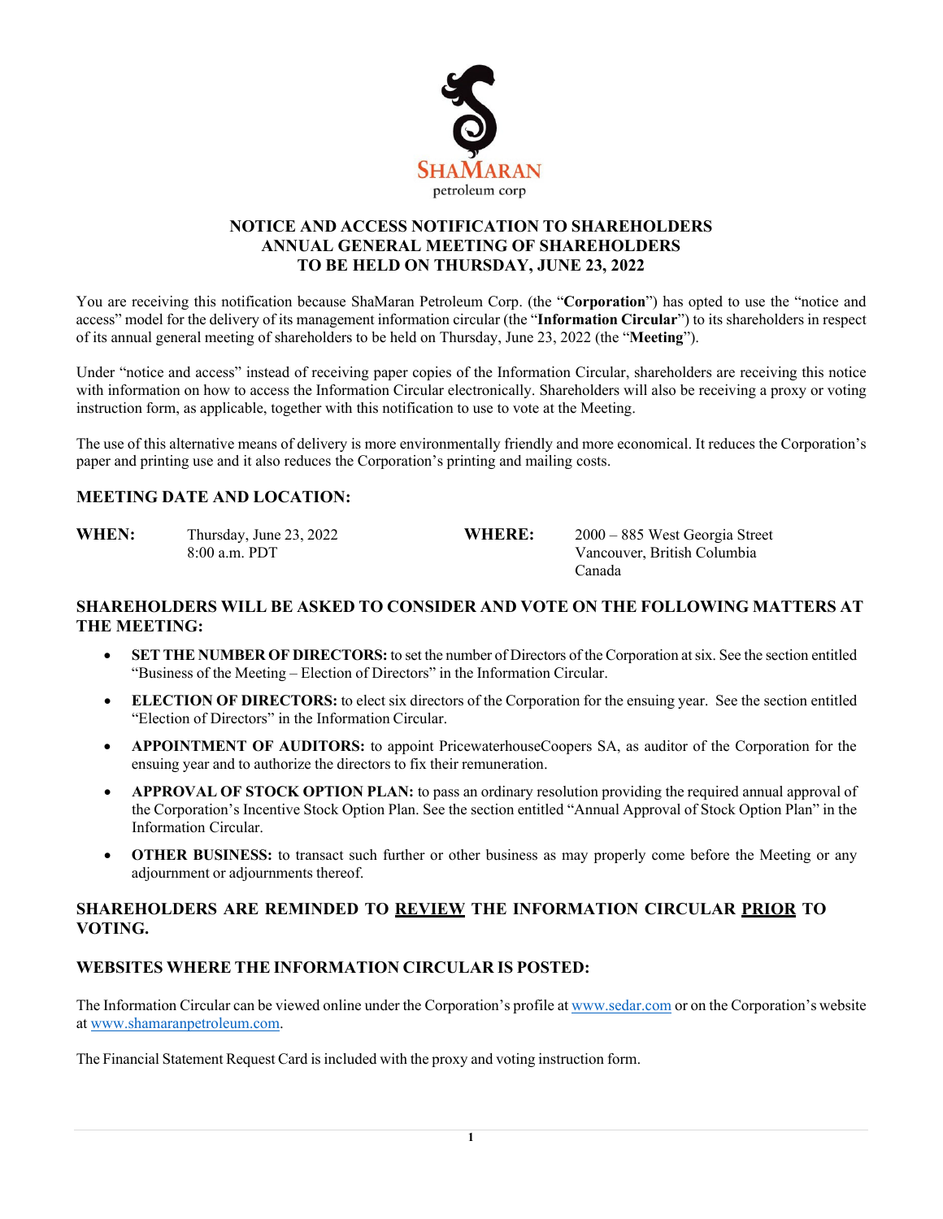SHAMARAN
petroleum corp

# NOTICE AND ACCESS NOTIFICATION TO SHAREHOLDERS ANNUAL GENERAL MEETING OF SHAREHOLDERS TO BE HELD ON THURSDAY, JUNE 23, 2022

You are receiving this notification because ShaMaran Petroleum Corp. (the "**Corporation**") has opted to use the "notice and access" model for the delivery of its management information circular (the "**Information Circular**") to its shareholders in respect of its annual general meeting of shareholders to be held on Thursday, June 23, 2022 (the "**Meeting**").

Under "notice and access" instead of receiving paper copies of the Information Circular, shareholders are receiving this notice with information on how to access the Information Circular electronically. Shareholders will also be receiving a proxy or voting instruction form, as applicable, together with this notification to use to vote at the Meeting.

The use of this alternative means of delivery is more environmentally friendly and more economical. It reduces the Corporation's paper and printing use and it also reduces the Corporation's printing and mailing costs.

## MEETING DATE AND LOCATION:

**WHEN:** Thursday, June 23, 2022
8:00 a.m. PDT

**WHERE:** 2000 – 885 West Georgia Street
Vancouver, British Columbia
Canada

## SHAREHOLDERS WILL BE ASKED TO CONSIDER AND VOTE ON THE FOLLOWING MATTERS AT THE MEETING:

- **SET THE NUMBER OF DIRECTORS:** to set the number of Directors of the Corporation at six. See the section entitled "Business of the Meeting – Election of Directors" in the Information Circular.
- **ELECTION OF DIRECTORS:** to elect six directors of the Corporation for the ensuing year. See the section entitled "Election of Directors" in the Information Circular.
- **APPOINTMENT OF AUDITORS:** to appoint PricewaterhouseCoopers SA, as auditor of the Corporation for the ensuing year and to authorize the directors to fix their remuneration.
- **APPROVAL OF STOCK OPTION PLAN:** to pass an ordinary resolution providing the required annual approval of the Corporation's Incentive Stock Option Plan. See the section entitled "Annual Approval of Stock Option Plan" in the Information Circular.
- **OTHER BUSINESS:** to transact such further or other business as may properly come before the Meeting or any adjournment or adjournments thereof.

## SHAREHOLDERS ARE REMINDED TO REVIEW THE INFORMATION CIRCULAR PRIOR TO VOTING.

## WEBSITES WHERE THE INFORMATION CIRCULAR IS POSTED:

The Information Circular can be viewed online under the Corporation's profile at www.sedar.com or on the Corporation's website at www.shamaranpetroleum.com.

The Financial Statement Request Card is included with the proxy and voting instruction form.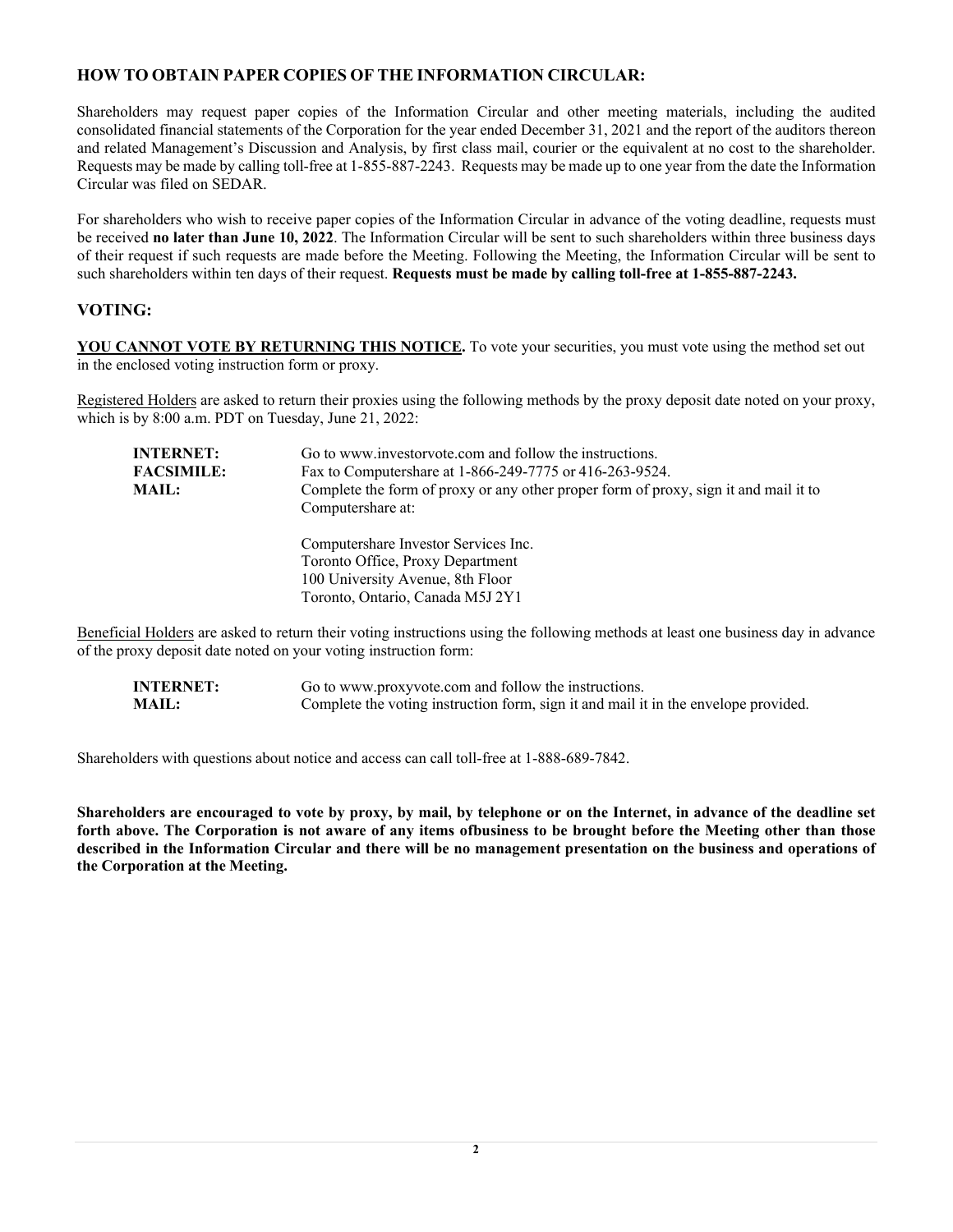## HOW TO OBTAIN PAPER COPIES OF THE INFORMATION CIRCULAR:

Shareholders may request paper copies of the Information Circular and other meeting materials, including the audited consolidated financial statements of the Corporation for the year ended December 31, 2021 and the report of the auditors thereon and related Management's Discussion and Analysis, by first class mail, courier or the equivalent at no cost to the shareholder. Requests may be made by calling toll-free at 1-855-887-2243. Requests may be made up to one year from the date the Information Circular was filed on SEDAR.

For shareholders who wish to receive paper copies of the Information Circular in advance of the voting deadline, requests must be received **no later than June 10, 2022**. The Information Circular will be sent to such shareholders within three business days of their request if such requests are made before the Meeting. Following the Meeting, the Information Circular will be sent to such shareholders within ten days of their request. **Requests must be made by calling toll-free at 1-855-887-2243.**

## VOTING:

**<u>YOU CANNOT VOTE BY RETURNING THIS NOTICE</u>.** To vote your securities, you must vote using the method set out in the enclosed voting instruction form or proxy.

<u>Registered Holders</u> are asked to return their proxies using the following methods by the proxy deposit date noted on your proxy, which is by 8:00 a.m. PDT on Tuesday, June 21, 2022:

| | |
|---|---|
| **INTERNET:** | Go to www.investorvote.com and follow the instructions. |
| **FACSIMILE:** | Fax to Computershare at 1-866-249-7775 or 416-263-9524. |
| **MAIL:** | Complete the form of proxy or any other proper form of proxy, sign it and mail it to Computershare at:<br><br>Computershare Investor Services Inc.<br>Toronto Office, Proxy Department<br>100 University Avenue, 8th Floor<br>Toronto, Ontario, Canada M5J 2Y1 |

<u>Beneficial Holders</u> are asked to return their voting instructions using the following methods at least one business day in advance of the proxy deposit date noted on your voting instruction form:

| | |
|---|---|
| **INTERNET:** | Go to www.proxyvote.com and follow the instructions. |
| **MAIL:** | Complete the voting instruction form, sign it and mail it in the envelope provided. |

Shareholders with questions about notice and access can call toll-free at 1-888-689-7842.

**Shareholders are encouraged to vote by proxy, by mail, by telephone or on the Internet, in advance of the deadline set forth above. The Corporation is not aware of any items ofbusiness to be brought before the Meeting other than those described in the Information Circular and there will be no management presentation on the business and operations of the Corporation at the Meeting.**